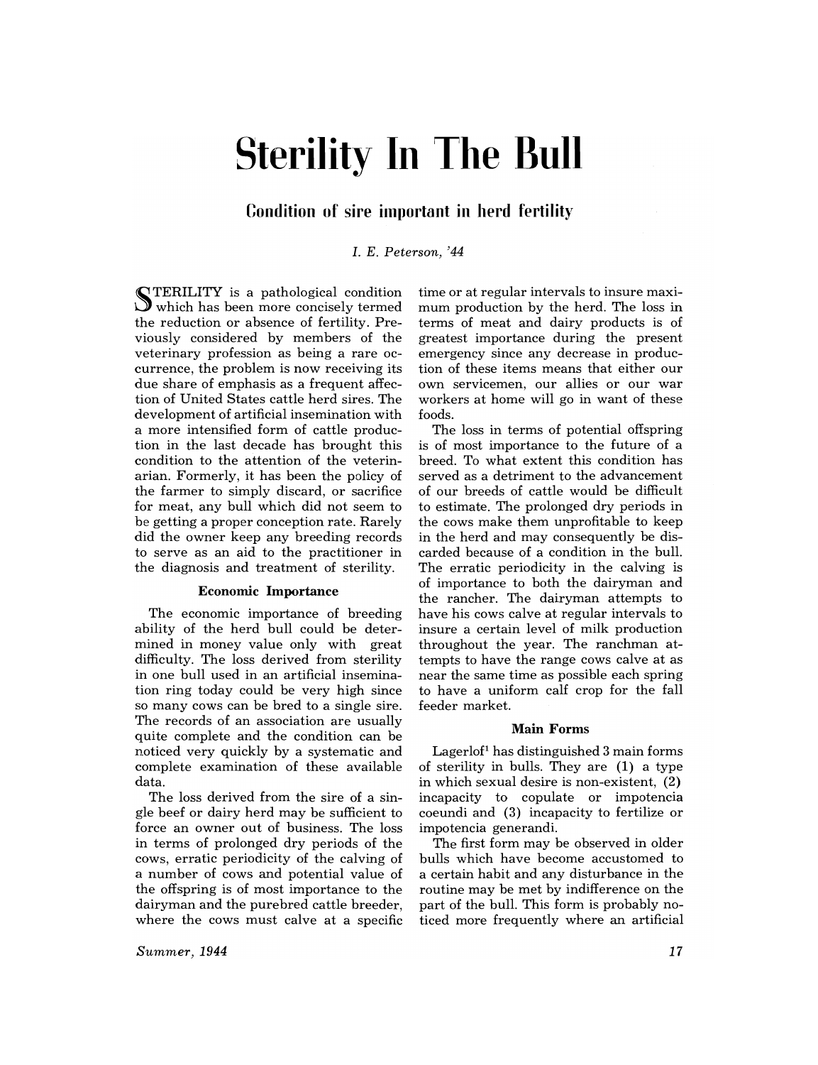# Sterility In The Bull

## Condition of sire important in herd fertility

*I. E. Peterson, '44*

STERILITY is a pathological condition which has been more concisely termed the reduction or absence of fertility. Previously considered by members of the veterinary profession as being a rare occurrence, the problem is now receiving its due share of emphasis as a frequent affection of United States cattle herd sires. The development of artificial insemination with a more intensified form of cattle production in the last decade has brought this condition to the attention of the veterinarian. Formerly, it has been the policy of the farmer to simply discard, or sacrifice for meat, any bull which did not seem to be getting a proper conception rate. Rarely did the owner keep any breeding records to serve as an aid to the practitioner in the diagnosis and treatment of sterility.

### Economic Importance

The economic importance of breeding ability of the herd bull could be determined in money value only with great difficulty. The loss derived from sterility in one bull used in an artificial insemination ring today could be very high since so many cows can be bred to a single sire. The records of an association are usually quite complete and the condition can be noticed very quickly by a systematic and complete examination of these available data.

The loss derived from the sire of a single beef or dairy herd may be sufficient to force an owner out of business. The loss in terms of prolonged dry periods of the cows, erratic periodicity of the calving of a number of cows and potential value of the offspring is of most importance to the dairyman and the purebred cattle breeder, where the cows must calve at a specific time or at regular intervals to insure maximum production by the herd. The loss in terms of meat and dairy products is of greatest importance during the present emergency since any decrease in production of these items means that either our own servicemen, our allies or our war workers at home will go in want of these foods.

The loss in terms of potential offspring is of most importance to the future of a breed. To what extent this condition has served as a detriment to the advancement of our breeds of cattle would be difficult to estimate. The prolonged dry periods in the cows make them unprofitable to keep in the herd and may consequently be discarded because of a condition in the bull. The erratic periodicity in the calving is of importance to both the dairyman and the rancher. The dairyman attempts to have his cows calve at regular intervals to insure a certain level of milk production throughout the year. The ranchman attempts to have the range cows calve at as near the same time as possible each spring to have a uniform calf crop for the fall feeder market.

### Main Forms

Lagerlof[1] has distinguished 3 main forms of sterility in bulls. They are (1) a type in which sexual desire is non-existent, (2) incapacity to copulate or impotencia coeundi and (3) incapacity to fertilize or impotencia generandi.

The first form may be observed in older bulls which have become accustomed to a certain habit and any disturbance in the routine may be met by indifference on the part of the bull. This form is probably noticed more frequently where an artificial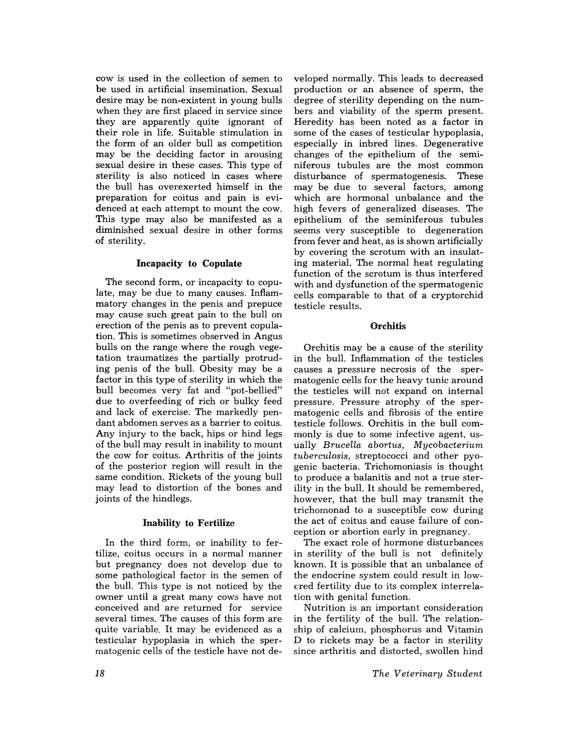cow is used in the collection of semen to be used in artificial insemination. Sexual desire may be non-existent in young bulls when they are first placed in service since they are apparently quite ignorant of their role in life. Suitable stimulation in the form of an older bull as competition may be the deciding factor in arousing sexual desire in these cases. This type of sterility is also noticed in cases where the bull has overexerted himself in the preparation for coitus and pain is evidenced at each attempt to mount the cow. This type may also be manifested as a diminished sexual desire in other forms of sterility.

### Incapacity to Copulate

The second form, or incapacity to copulate, may be due to many causes. Inflammatory changes in the penis and prepuce may cause such great pain to the bull on erection of the penis as to prevent copulation. This is sometimes observed in Angus bulls on the range where the rough vegetation traumatizes the partially protruding penis of the bull. Obesity may be a factor in this type of sterility in which the bull becomes very fat and "pot-bellied" due to overfeeding of rich or bulky feed and lack of exercise. The markedly pendant abdomen serves as a barrier to coitus. Any injury to the back, hips or hind legs of the bull may result in inability to mount the cow for coitus. Arthritis of the joints of the posterior region will result in the same condition. Rickets of the young bull may lead to distortion of the bones and joints of the hindlegs.

### Inability to Fertilize

In the third form, or inability to fertilize, coitus occurs in a normal manner but pregnancy does not develop due to some pathological factor in the semen of the bull. This type is not noticed by the owner until a great many cows have not conceived and are returned for service several times. The causes of this form are quite variable. It may be evidenced as a testicular hypoplasia in which the spermatogenic cells of the testicle have not developed normally. This leads to decreased production or an absence of sperm, the degree of sterility depending on the numbers and viability of the sperm present. Heredity has been noted as a factor in some of the cases of testicular hypoplasia, especially in inbred lines. Degenerative changes of the epithelium of the seminiferous tubules are the most common disturbance of spermatogenesis. These may be due to several factors, among which are hormonal unbalance and the high fevers of generalized diseases. The epithelium of the seminiferous tubules seems very susceptible to degeneration from fever and heat, as is shown artificially by covering the scrotum with an insulating material. The normal heat regulating function of the scrotum is thus interfered with and dysfunction of the spermatogenic cells comparable to that of a cryptorchid testicle results.

### Orchitis

Orchitis may be a cause of the sterility in the bull. Inflammation of the testicles causes a pressure necrosis of the spermatogenic cells for the heavy tunic around the testicles will not expand on internal pressure. Pressure atrophy of the spermatogenic cells and fibrosis of the entire testicle follows. Orchitis in the bull commonly is due to some infective agent, usually *Brucella abortus*, *Mycobacterium tuberculosis*, streptococci and other pyogenic bacteria. Trichomoniasis is thought to produce a balanitis and not a true sterility in the bull. It should be remembered, however, that the bull may transmit the trichomonad to a susceptible cow during the act of coitus and cause failure of conception or abortion early in pregnancy.

The exact role of hormone disturbances in sterility of the bull is not definitely known. It is possible that an unbalance of the endocrine system could result in lowered fertility due to its complex interrelation with genital function.

Nutrition is an important consideration in the fertility of the bull. The relationship of calcium, phosphorus and Vitamin D to rickets may be a factor in sterility since arthritis and distorted, swollen hind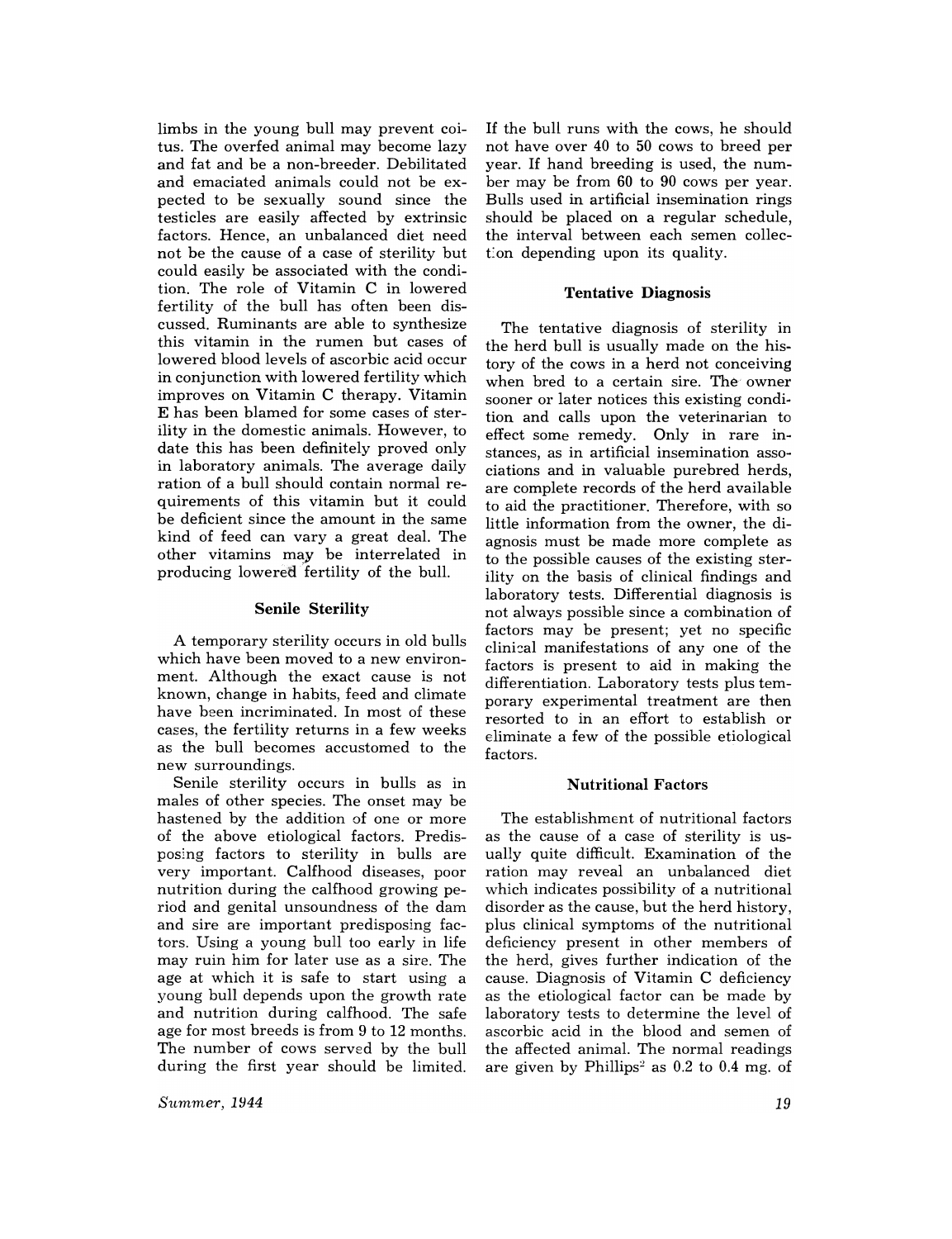limbs in the young bull may prevent coitus. The overfed animal may become lazy and fat and be a non-breeder. Debilitated and emaciated animals could not be expected to be sexually sound since the testicles are easily affected by extrinsic factors. Hence, an unbalanced diet need not be the cause of a case of sterility but could easily be associated with the condition. The role of Vitamin C in lowered fertility of the bull has often been discussed. Ruminants are able to synthesize this vitamin in the rumen but cases of lowered blood levels of ascorbic acid occur in conjunction with lowered fertility which improves on Vitamin C therapy. Vitamin E has been blamed for some cases of sterility in the domestic animals. However, to date this has been definitely proved only in laboratory animals. The average daily ration of a bull should contain normal requirements of this vitamin but it could be deficient since the amount in the same kind of feed can vary a great deal. The other vitamins may be interrelated in producing lowered fertility of the bull.

### Senile Sterility

A temporary sterility occurs in old bulls which have been moved to a new environment. Although the exact cause is not known, change in habits, feed and climate have been incriminated. In most of these cases, the fertility returns in a few weeks as the bull becomes accustomed to the new surroundings.

Senile sterility occurs in bulls as in males of other species. The onset may be hastened by the addition of one or more of the above etiological factors. Predisposing factors to sterility in bulls are very important. Calfhood diseases, poor nutrition during the calfhood growing period and genital unsoundness of the dam and sire are important predisposing factors. Using a young bull too early in life may ruin him for later use as a sire. The age at which it is safe to start using a young bull depends upon the growth rate and nutrition during calfhood. The safe age for most breeds is from 9 to 12 months. The number of cows served by the bull during the first year should be limited. If the bull runs with the cows, he should not have over 40 to 50 cows to breed per year. If hand breeding is used, the number may be from 60 to 90 cows per year. Bulls used in artificial insemination rings should be placed on a regular schedule, the interval between each semen collection depending upon its quality.

### Tentative Diagnosis

The tentative diagnosis of sterility in the herd bull is usually made on the history of the cows in a herd not conceiving when bred to a certain sire. The owner sooner or later notices this existing condition and calls upon the veterinarian to effect some remedy. Only in rare instances, as in artificial insemination associations and in valuable purebred herds, are complete records of the herd available to aid the practitioner. Therefore, with so little information from the owner, the diagnosis must be made more complete as to the possible causes of the existing sterility on the basis of clinical findings and laboratory tests. Differential diagnosis is not always possible since a combination of factors may be present; yet no specific clinical manifestations of any one of the factors is present to aid in making the differentiation. Laboratory tests plus temporary experimental treatment are then resorted to in an effort to establish or eliminate a few of the possible etiological factors.

### Nutritional Factors

The establishment of nutritional factors as the cause of a case of sterility is usually quite difficult. Examination of the ration may reveal an unbalanced diet which indicates possibility of a nutritional disorder as the cause, but the herd history, plus clinical symptoms of the nutritional deficiency present in other members of the herd, gives further indication of the cause. Diagnosis of Vitamin C deficiency as the etiological factor can be made by laboratory tests to determine the level of ascorbic acid in the blood and semen of the affected animal. The normal readings are given by Phillips[2] as 0.2 to 0.4 mg. of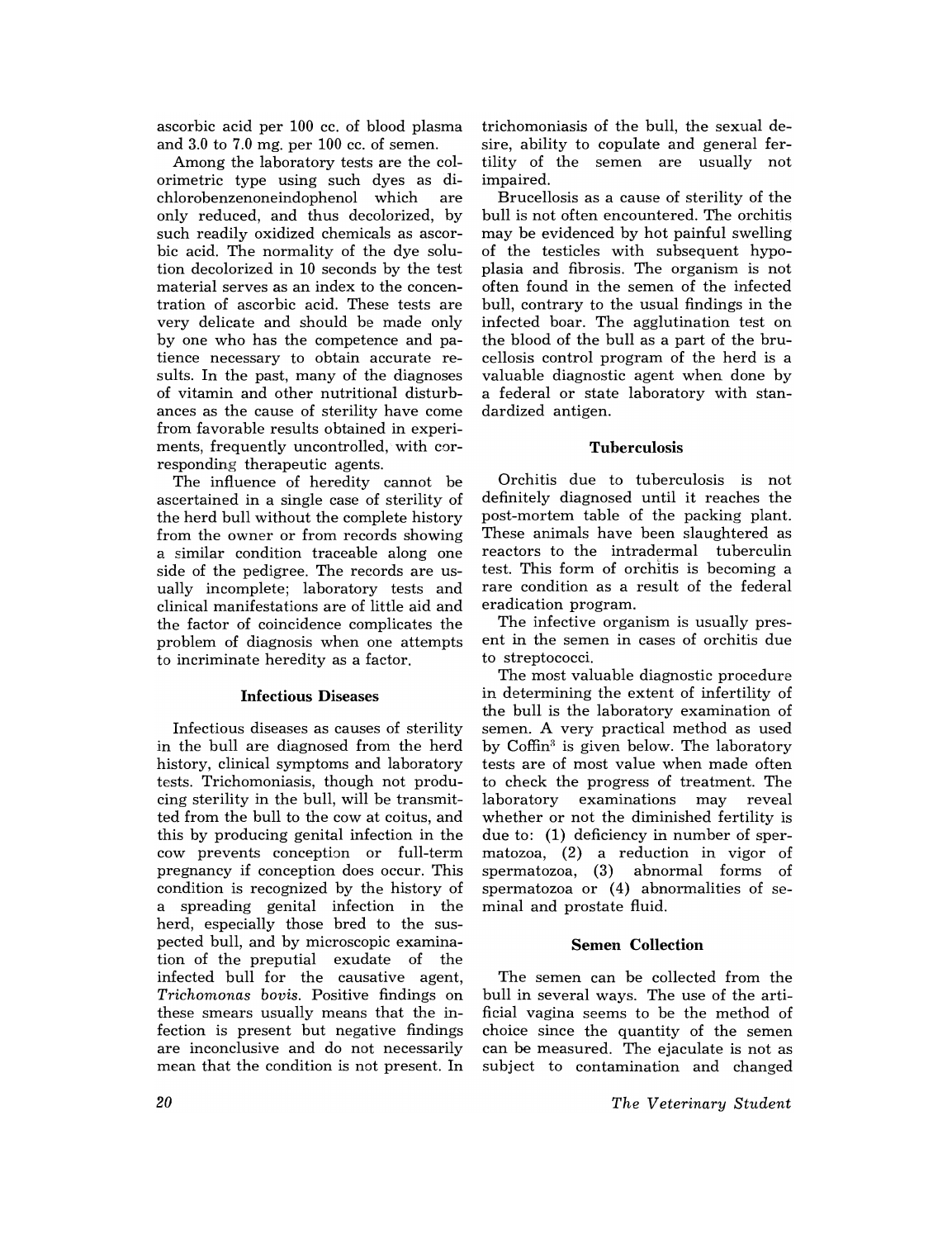ascorbic acid per 100 cc. of blood plasma and 3.0 to 7.0 mg. per 100 cc. of semen.

Among the laboratory tests are the colorimetric type using such dyes as dichlorobenzenoneindophenol which are only reduced, and thus decolorized, by such readily oxidized chemicals as ascorbic acid. The normality of the dye solution decolorized in 10 seconds by the test material serves as an index to the concentration of ascorbic acid. These tests are very delicate and should be made only by one who has the competence and patience necessary to obtain accurate results. In the past, many of the diagnoses of vitamin and other nutritional disturbances as the cause of sterility have come from favorable results obtained in experiments, frequently uncontrolled, with corresponding therapeutic agents.

The influence of heredity cannot be ascertained in a single case of sterility of the herd bull without the complete history from the owner or from records showing a similar condition traceable along one side of the pedigree. The records are usually incomplete; laboratory tests and clinical manifestations are of little aid and the factor of coincidence complicates the problem of diagnosis when one attempts to incriminate heredity as a factor.

### Infectious Diseases

Infectious diseases as causes of sterility in the bull are diagnosed from the herd history, clinical symptoms and laboratory tests. Trichomoniasis, though not producing sterility in the bull, will be transmitted from the bull to the cow at coitus, and this by producing genital infection in the cow prevents conception or full-term pregnancy if conception does occur. This condition is recognized by the history of a spreading genital infection in the herd, especially those bred to the suspected bull, and by microscopic examination of the preputial exudate of the infected bull for the causative agent, *Trichomonas bovis*. Positive findings on these smears usually means that the infection is present but negative findings are inconclusive and do not necessarily mean that the condition is not present. In trichomoniasis of the bull, the sexual desire, ability to copulate and general fertility of the semen are usually not impaired.

Brucellosis as a cause of sterility of the bull is not often encountered. The orchitis may be evidenced by hot painful swelling of the testicles with subsequent hypoplasia and fibrosis. The organism is not often found in the semen of the infected bull, contrary to the usual findings in the infected boar. The agglutination test on the blood of the bull as a part of the brucellosis control program of the herd is a valuable diagnostic agent when done by a federal or state laboratory with standardized antigen.

### Tuberculosis

Orchitis due to tuberculosis is not definitely diagnosed until it reaches the post-mortem table of the packing plant. These animals have been slaughtered as reactors to the intradermal tuberculin test. This form of orchitis is becoming a rare condition as a result of the federal eradication program.

The infective organism is usually present in the semen in cases of orchitis due to streptococci.

The most valuable diagnostic procedure in determining the extent of infertility of the bull is the laboratory examination of semen. A very practical method as used by Coffin[3] is given below. The laboratory tests are of most value when made often to check the progress of treatment. The laboratory examinations may reveal whether or not the diminished fertility is due to: (1) deficiency in number of spermatozoa, (2) a reduction in vigor of spermatozoa, (3) abnormal forms of spermatozoa or (4) abnormalities of seminal and prostate fluid.

### Semen Collection

The semen can be collected from the bull in several ways. The use of the artificial vagina seems to be the method of choice since the quantity of the semen can be measured. The ejaculate is not as subject to contamination and changed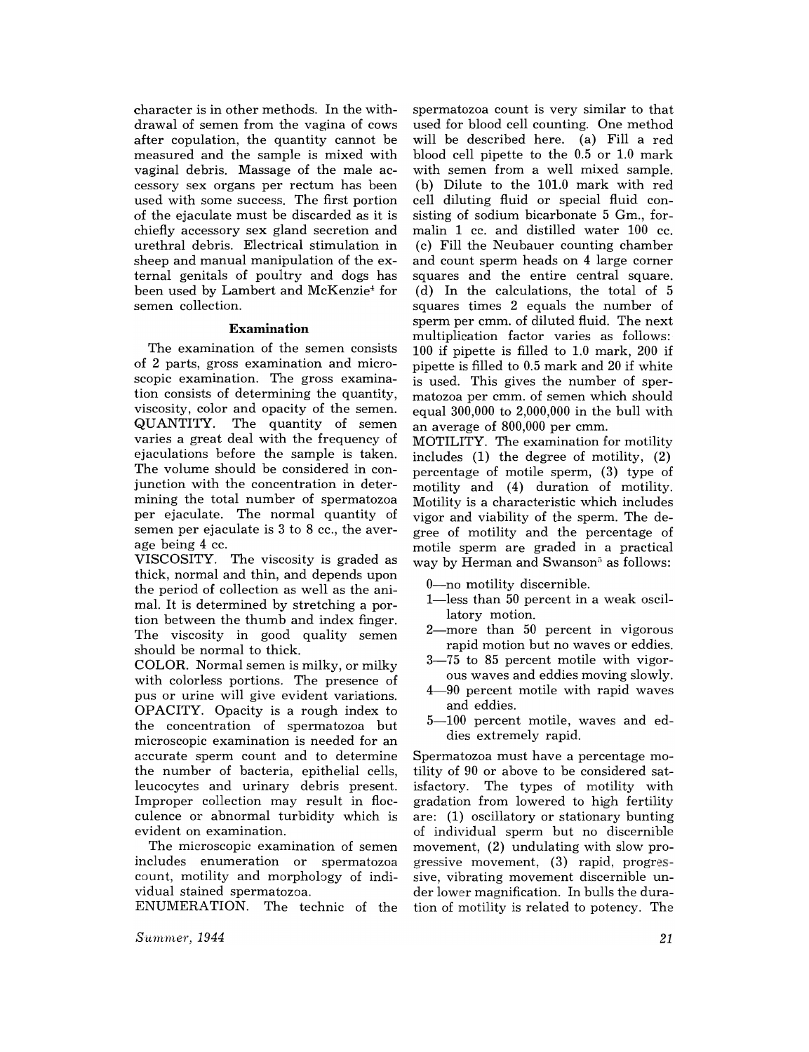character is in other methods. In the withdrawal of semen from the vagina of cows after copulation, the quantity cannot be measured and the sample is mixed with vaginal debris. Massage of the male accessory sex organs per rectum has been used with some success. The first portion of the ejaculate must be discarded as it is chiefly accessory sex gland secretion and urethral debris. Electrical stimulation in sheep and manual manipulation of the external genitals of poultry and dogs has been used by Lambert and McKenzie[4] for semen collection.

### Examination

The examination of the semen consists of 2 parts, gross examination and microscopic examination. The gross examination consists of determining the quantity, viscosity, color and opacity of the semen.

QUANTITY. The quantity of semen varies a great deal with the frequency of ejaculations before the sample is taken. The volume should be considered in conjunction with the concentration in determining the total number of spermatozoa per ejaculate. The normal quantity of semen per ejaculate is 3 to 8 cc., the average being 4 cc.

VISCOSITY. The viscosity is graded as thick, normal and thin, and depends upon the period of collection as well as the animal. It is determined by stretching a portion between the thumb and index finger. The viscosity in good quality semen should be normal to thick.

COLOR. Normal semen is milky, or milky with colorless portions. The presence of pus or urine will give evident variations.

OPACITY. Opacity is a rough index to the concentration of spermatozoa but microscopic examination is needed for an accurate sperm count and to determine the number of bacteria, epithelial cells, leucocytes and urinary debris present. Improper collection may result in flocculence or abnormal turbidity which is evident on examination.

The microscopic examination of semen includes enumeration or spermatozoa count, motility and morphology of individual stained spermatozoa.

ENUMERATION. The technic of the spermatozoa count is very similar to that used for blood cell counting. One method will be described here. (a) Fill a red blood cell pipette to the 0.5 or 1.0 mark with semen from a well mixed sample. (b) Dilute to the 101.0 mark with red cell diluting fluid or special fluid consisting of sodium bicarbonate 5 Gm., formalin 1 cc. and distilled water 100 cc. (c) Fill the Neubauer counting chamber and count sperm heads on 4 large corner squares and the entire central square. (d) In the calculations, the total of 5 squares times 2 equals the number of sperm per cmm. of diluted fluid. The next multiplication factor varies as follows: 100 if pipette is filled to 1.0 mark, 200 if pipette is filled to 0.5 mark and 20 if white is used. This gives the number of spermatozoa per cmm. of semen which should equal 300,000 to 2,000,000 in the bull with an average of 800,000 per cmm.

MOTILITY. The examination for motility includes (1) the degree of motility, (2) percentage of motile sperm, (3) type of motility and (4) duration of motility. Motility is a characteristic which includes vigor and viability of the sperm. The degree of motility and the percentage of motile sperm are graded in a practical way by Herman and Swanson[5] as follows:

- 0—no motility discernible.
- 1—less than 50 percent in a weak oscillatory motion.
- 2—more than 50 percent in vigorous rapid motion but no waves or eddies.
- 3—75 to 85 percent motile with vigorous waves and eddies moving slowly.
- 4—90 percent motile with rapid waves and eddies.
- 5—100 percent motile, waves and eddies extremely rapid.

Spermatozoa must have a percentage motility of 90 or above to be considered satisfactory. The types of motility with gradation from lowered to high fertility are: (1) oscillatory or stationary bunting of individual sperm but no discernible movement, (2) undulating with slow progressive movement, (3) rapid, progressive, vibrating movement discernible under lower magnification. In bulls the duration of motility is related to potency. The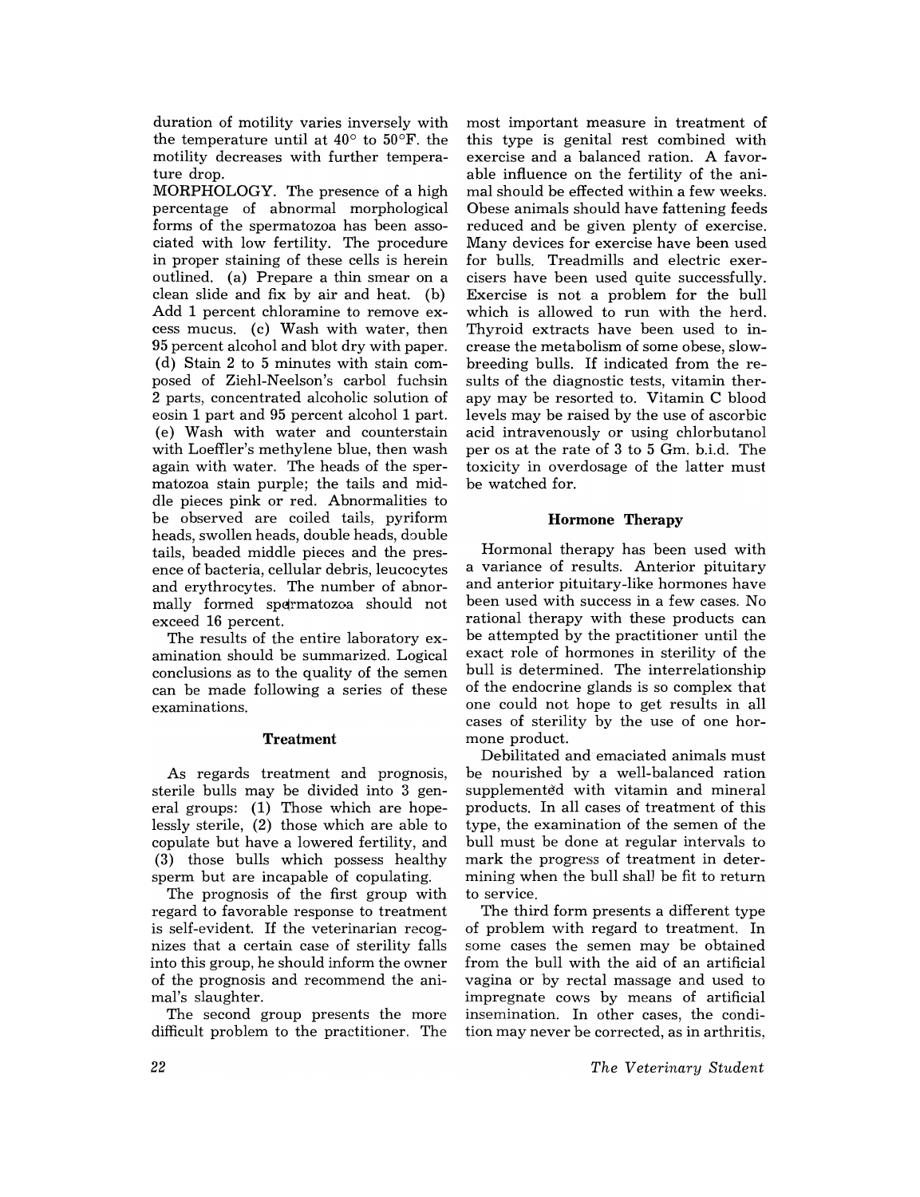duration of motility varies inversely with the temperature until at 40° to 50°F. the motility decreases with further temperature drop.

MORPHOLOGY. The presence of a high percentage of abnormal morphological forms of the spermatozoa has been associated with low fertility. The procedure in proper staining of these cells is herein outlined. (a) Prepare a thin smear on a clean slide and fix by air and heat. (b) Add 1 percent chloramine to remove excess mucus. (c) Wash with water, then 95 percent alcohol and blot dry with paper. (d) Stain 2 to 5 minutes with stain composed of Ziehl-Neelson's carbol fuchsin 2 parts, concentrated alcoholic solution of eosin 1 part and 95 percent alcohol 1 part. (e) Wash with water and counterstain with Loeffler's methylene blue, then wash again with water. The heads of the spermatozoa stain purple; the tails and middle pieces pink or red. Abnormalities to be observed are coiled tails, pyriform heads, swollen heads, double heads, double tails, beaded middle pieces and the presence of bacteria, cellular debris, leucocytes and erythrocytes. The number of abnormally formed spermatozoa should not exceed 16 percent.

The results of the entire laboratory examination should be summarized. Logical conclusions as to the quality of the semen can be made following a series of these examinations.

### Treatment

As regards treatment and prognosis, sterile bulls may be divided into 3 general groups: (1) Those which are hopelessly sterile, (2) those which are able to copulate but have a lowered fertility, and (3) those bulls which possess healthy sperm but are incapable of copulating.

The prognosis of the first group with regard to favorable response to treatment is self-evident. If the veterinarian recognizes that a certain case of sterility falls into this group, he should inform the owner of the prognosis and recommend the animal's slaughter.

The second group presents the more difficult problem to the practitioner. The most important measure in treatment of this type is genital rest combined with exercise and a balanced ration. A favorable influence on the fertility of the animal should be effected within a few weeks. Obese animals should have fattening feeds reduced and be given plenty of exercise. Many devices for exercise have been used for bulls. Treadmills and electric exercisers have been used quite successfully. Exercise is not a problem for the bull which is allowed to run with the herd. Thyroid extracts have been used to increase the metabolism of some obese, slow-breeding bulls. If indicated from the results of the diagnostic tests, vitamin therapy may be resorted to. Vitamin C blood levels may be raised by the use of ascorbic acid intravenously or using chlorbutanol per os at the rate of 3 to 5 Gm. b.i.d. The toxicity in overdosage of the latter must be watched for.

### Hormone Therapy

Hormonal therapy has been used with a variance of results. Anterior pituitary and anterior pituitary-like hormones have been used with success in a few cases. No rational therapy with these products can be attempted by the practitioner until the exact role of hormones in sterility of the bull is determined. The interrelationship of the endocrine glands is so complex that one could not hope to get results in all cases of sterility by the use of one hormone product.

Debilitated and emaciated animals must be nourished by a well-balanced ration supplemented with vitamin and mineral products. In all cases of treatment of this type, the examination of the semen of the bull must be done at regular intervals to mark the progress of treatment in determining when the bull shall be fit to return to service.

The third form presents a different type of problem with regard to treatment. In some cases the semen may be obtained from the bull with the aid of an artificial vagina or by rectal massage and used to impregnate cows by means of artificial insemination. In other cases, the condition may never be corrected, as in arthritis,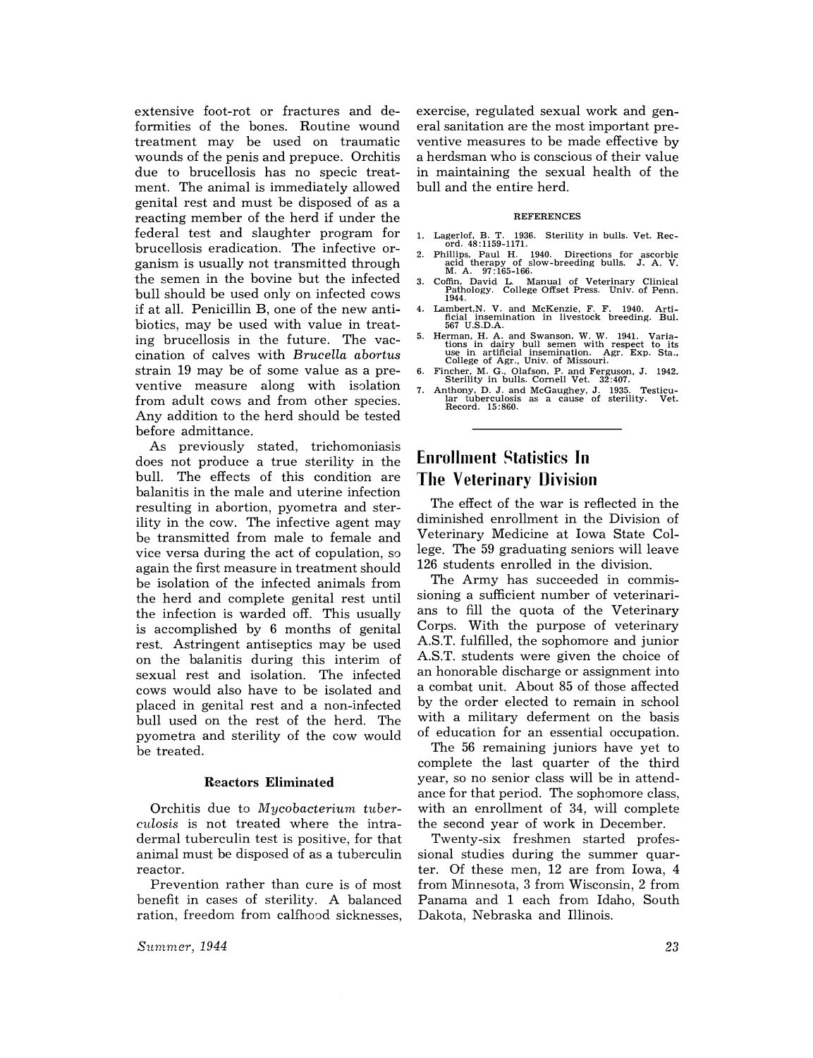extensive foot-rot or fractures and deformities of the bones. Routine wound treatment may be used on traumatic wounds of the penis and prepuce. Orchitis due to brucellosis has no specic treatment. The animal is immediately allowed genital rest and must be disposed of as a reacting member of the herd if under the federal test and slaughter program for brucellosis eradication. The infective organism is usually not transmitted through the semen in the bovine but the infected bull should be used only on infected cows if at all. Penicillin B, one of the new antibiotics, may be used with value in treating brucellosis in the future. The vaccination of calves with *Brucella abortus* strain 19 may be of some value as a preventive measure along with isolation from adult cows and from other species. Any addition to the herd should be tested before admittance.

As previously stated, trichomoniasis does not produce a true sterility in the bull. The effects of this condition are balanitis in the male and uterine infection resulting in abortion, pyometra and sterility in the cow. The infective agent may be transmitted from male to female and vice versa during the act of copulation, so again the first measure in treatment should be isolation of the infected animals from the herd and complete genital rest until the infection is warded off. This usually is accomplished by 6 months of genital rest. Astringent antiseptics may be used on the balanitis during this interim of sexual rest and isolation. The infected cows would also have to be isolated and placed in genital rest and a non-infected bull used on the rest of the herd. The pyometra and sterility of the cow would be treated.

### Reactors Eliminated

Orchitis due to *Mycobacterium tuberculosis* is not treated where the intradermal tuberculin test is positive, for that animal must be disposed of as a tuberculin reactor.

Prevention rather than cure is of most benefit in cases of sterility. A balanced ration, freedom from calfhood sicknesses, exercise, regulated sexual work and general sanitation are the most important preventive measures to be made effective by a herdsman who is conscious of their value in maintaining the sexual health of the bull and the entire herd.

#### REFERENCES

1. Lagerlof, B. T. 1936. Sterility in bulls. Vet. Record. 48:1159-1171.
2. Phillips, Paul H. 1940. Directions for ascorbic acid therapy of slow-breeding bulls. J. A. V. M. A. 97:165-166.
3. Coffin, David L. Manual of Veterinary Clinical Pathology. College Offset Press. Univ. of Penn. 1944.
4. Lambert,N. V. and McKenzie, F. F. 1940. Artificial insemination in livestock breeding. Bul. 567 U.S.D.A.
5. Herman, H. A. and Swanson, W. W. 1941. Variations in dairy bull semen with respect to its use in artificial insemination. Agr. Exp. Sta., College of Agr., Univ. of Missouri.
6. Fincher, M. G., Olafson, P. and Ferguson, J. 1942. Sterility in bulls. Cornell Vet. 32:407.
7. Anthony, D. J. and McGaughey, J. 1935. Testicular tuberculosis as a cause of sterility. Vet. Record. 15:860.

## Enrollment Statistics In The Veterinary Division

The effect of the war is reflected in the diminished enrollment in the Division of Veterinary Medicine at Iowa State College. The 59 graduating seniors will leave 126 students enrolled in the division.

The Army has succeeded in commissioning a sufficient number of veterinarians to fill the quota of the Veterinary Corps. With the purpose of veterinary A.S.T. fulfilled, the sophomore and junior A.S.T. students were given the choice of an honorable discharge or assignment into a combat unit. About 85 of those affected by the order elected to remain in school with a military deferment on the basis of education for an essential occupation.

The 56 remaining juniors have yet to complete the last quarter of the third year, so no senior class will be in attendance for that period. The sophomore class, with an enrollment of 34, will complete the second year of work in December.

Twenty-six freshmen started professional studies during the summer quarter. Of these men, 12 are from Iowa, 4 from Minnesota, 3 from Wisconsin, 2 from Panama and 1 each from Idaho, South Dakota, Nebraska and Illinois.